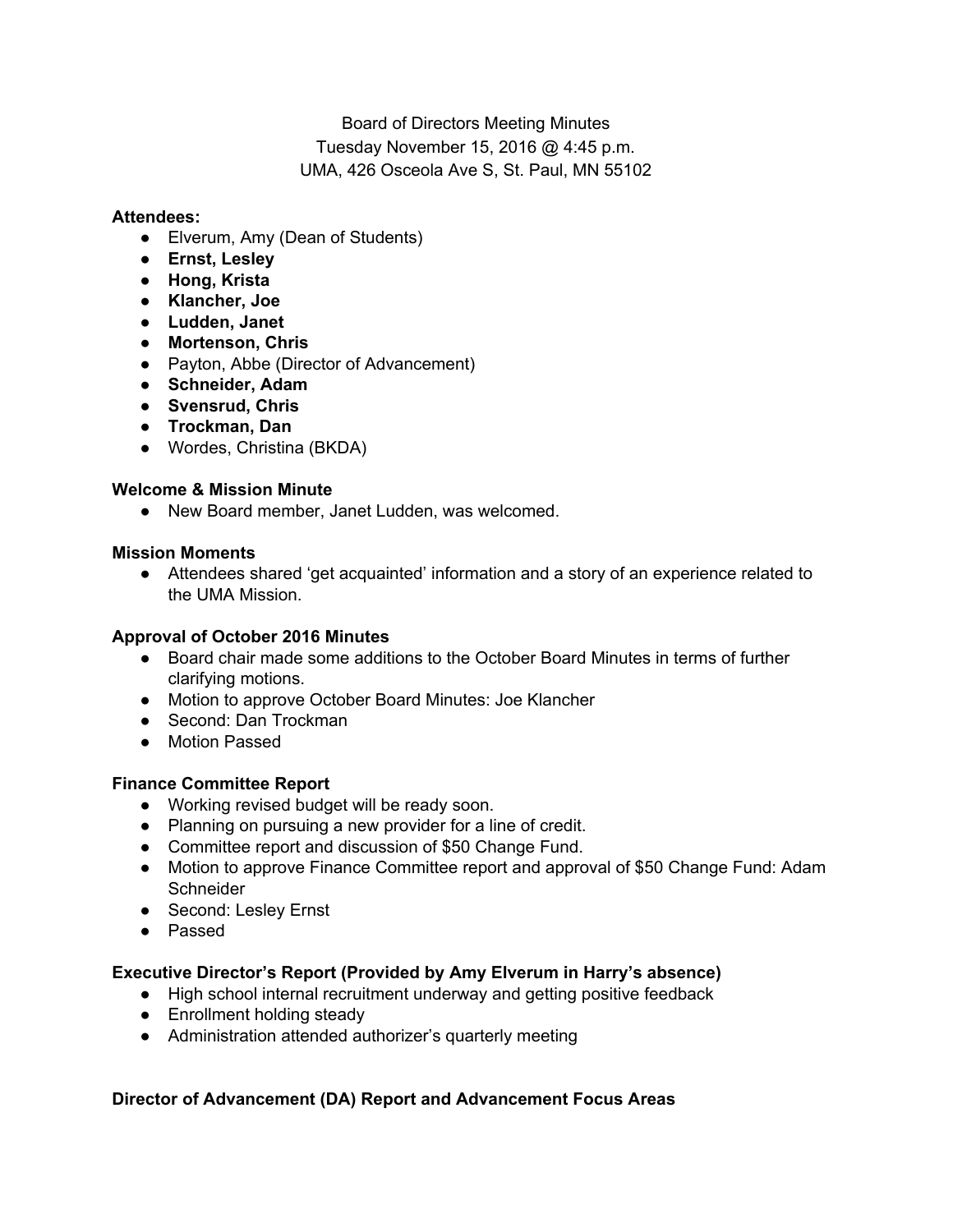Board of Directors Meeting Minutes
Tuesday November 15, 2016 @ 4:45 p.m.
UMA, 426 Osceola Ave S, St. Paul, MN 55102

**Attendees:**

- Elverum, Amy (Dean of Students)
- **Ernst, Lesley**
- **Hong, Krista**
- **Klancher, Joe**
- **Ludden, Janet**
- **Mortenson, Chris**
- Payton, Abbe (Director of Advancement)
- **Schneider, Adam**
- **Svensrud, Chris**
- **Trockman, Dan**
- Wordes, Christina (BKDA)

**Welcome & Mission Minute**

- New Board member, Janet Ludden, was welcomed.

**Mission Moments**

- Attendees shared 'get acquainted' information and a story of an experience related to the UMA Mission.

**Approval of October 2016 Minutes**

- Board chair made some additions to the October Board Minutes in terms of further clarifying motions.
- Motion to approve October Board Minutes: Joe Klancher
- Second: Dan Trockman
- Motion Passed

**Finance Committee Report**

- Working revised budget will be ready soon.
- Planning on pursuing a new provider for a line of credit.
- Committee report and discussion of $50 Change Fund.
- Motion to approve Finance Committee report and approval of $50 Change Fund: Adam Schneider
- Second: Lesley Ernst
- Passed

**Executive Director's Report (Provided by Amy Elverum in Harry's absence)**

- High school internal recruitment underway and getting positive feedback
- Enrollment holding steady
- Administration attended authorizer's quarterly meeting

**Director of Advancement (DA) Report and Advancement Focus Areas**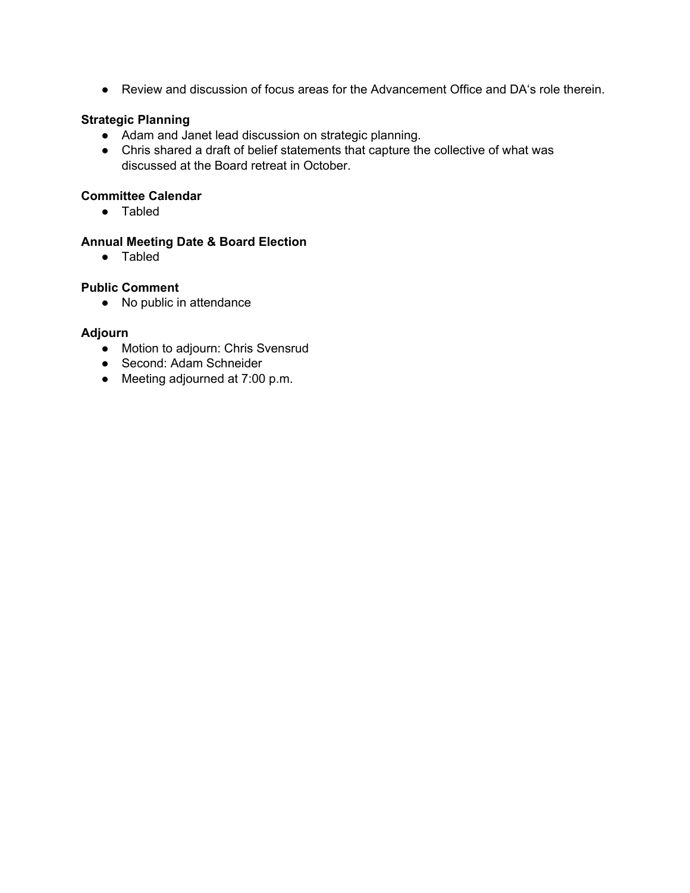- Review and discussion of focus areas for the Advancement Office and DA's role therein.

**Strategic Planning**

- Adam and Janet lead discussion on strategic planning.
- Chris shared a draft of belief statements that capture the collective of what was discussed at the Board retreat in October.

**Committee Calendar**

- Tabled

**Annual Meeting Date & Board Election**

- Tabled

**Public Comment**

- No public in attendance

**Adjourn**

- Motion to adjourn: Chris Svensrud
- Second: Adam Schneider
- Meeting adjourned at 7:00 p.m.